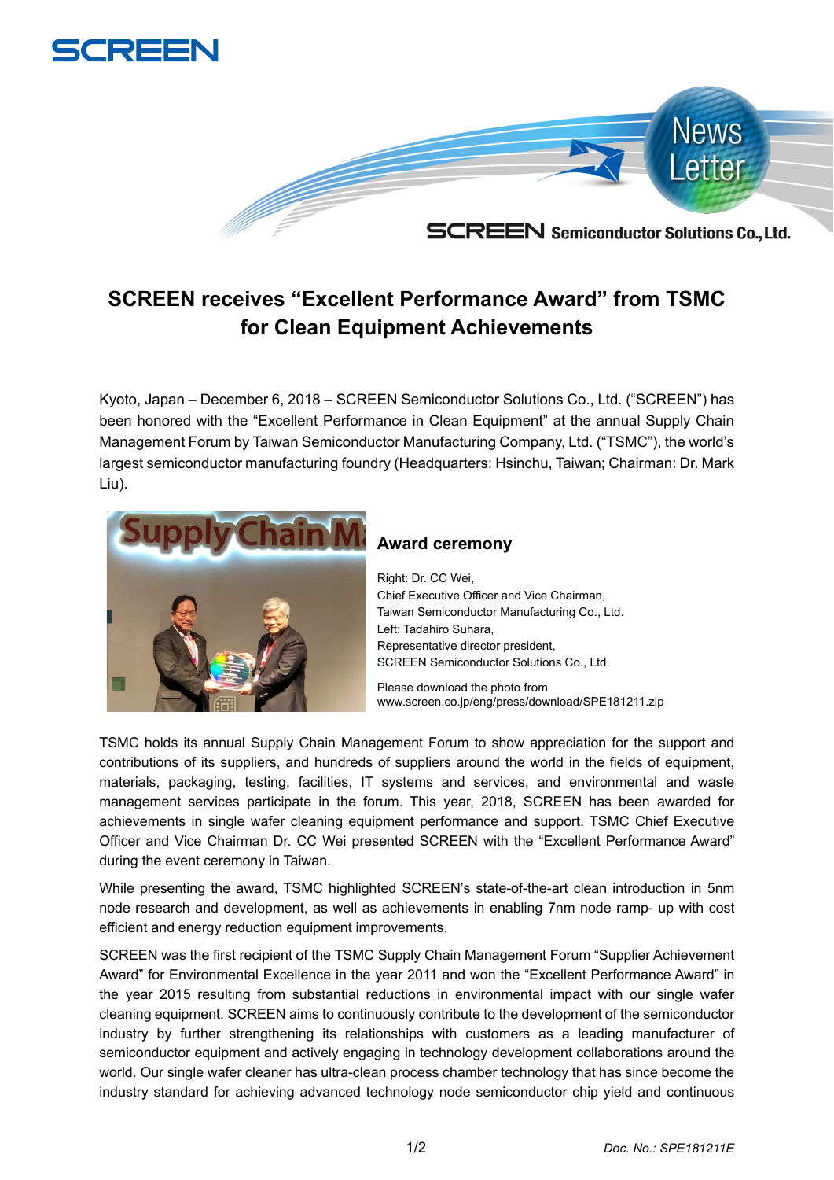# SCREEN receives “Excellent Performance Award” from TSMC for Clean Equipment Achievements

Kyoto, Japan – December 6, 2018 – SCREEN Semiconductor Solutions Co., Ltd. (“SCREEN”) has been honored with the “Excellent Performance in Clean Equipment” at the annual Supply Chain Management Forum by Taiwan Semiconductor Manufacturing Company, Ltd. (“TSMC”), the world’s largest semiconductor manufacturing foundry (Headquarters: Hsinchu, Taiwan; Chairman: Dr. Mark Liu).

### Award ceremony

Right: Dr. CC Wei,
Chief Executive Officer and Vice Chairman,
Taiwan Semiconductor Manufacturing Co., Ltd.
Left: Tadahiro Suhara,
Representative director president,
SCREEN Semiconductor Solutions Co., Ltd.

Please download the photo from
www.screen.co.jp/eng/press/download/SPE181211.zip

TSMC holds its annual Supply Chain Management Forum to show appreciation for the support and contributions of its suppliers, and hundreds of suppliers around the world in the fields of equipment, materials, packaging, testing, facilities, IT systems and services, and environmental and waste management services participate in the forum. This year, 2018, SCREEN has been awarded for achievements in single wafer cleaning equipment performance and support. TSMC Chief Executive Officer and Vice Chairman Dr. CC Wei presented SCREEN with the “Excellent Performance Award” during the event ceremony in Taiwan.

While presenting the award, TSMC highlighted SCREEN’s state-of-the-art clean introduction in 5nm node research and development, as well as achievements in enabling 7nm node ramp- up with cost efficient and energy reduction equipment improvements.

SCREEN was the first recipient of the TSMC Supply Chain Management Forum “Supplier Achievement Award” for Environmental Excellence in the year 2011 and won the “Excellent Performance Award” in the year 2015 resulting from substantial reductions in environmental impact with our single wafer cleaning equipment. SCREEN aims to continuously contribute to the development of the semiconductor industry by further strengthening its relationships with customers as a leading manufacturer of semiconductor equipment and actively engaging in technology development collaborations around the world. Our single wafer cleaner has ultra-clean process chamber technology that has since become the industry standard for achieving advanced technology node semiconductor chip yield and continuous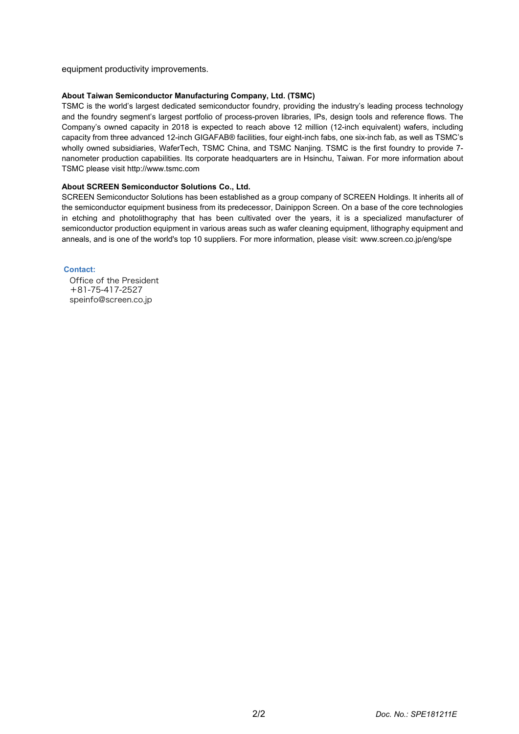equipment productivity improvements.

**About Taiwan Semiconductor Manufacturing Company, Ltd. (TSMC)**

TSMC is the world's largest dedicated semiconductor foundry, providing the industry's leading process technology and the foundry segment's largest portfolio of process-proven libraries, IPs, design tools and reference flows. The Company's owned capacity in 2018 is expected to reach above 12 million (12-inch equivalent) wafers, including capacity from three advanced 12-inch GIGAFAB® facilities, four eight-inch fabs, one six-inch fab, as well as TSMC's wholly owned subsidiaries, WaferTech, TSMC China, and TSMC Nanjing. TSMC is the first foundry to provide 7-nanometer production capabilities. Its corporate headquarters are in Hsinchu, Taiwan. For more information about TSMC please visit http://www.tsmc.com

**About SCREEN Semiconductor Solutions Co., Ltd.**

SCREEN Semiconductor Solutions has been established as a group company of SCREEN Holdings. It inherits all of the semiconductor equipment business from its predecessor, Dainippon Screen. On a base of the core technologies in etching and photolithography that has been cultivated over the years, it is a specialized manufacturer of semiconductor production equipment in various areas such as wafer cleaning equipment, lithography equipment and anneals, and is one of the world's top 10 suppliers. For more information, please visit: www.screen.co.jp/eng/spe

**Contact:**

Office of the President
＋81-75-417-2527
speinfo@screen.co.jp

*Doc. No.: SPE181211E*